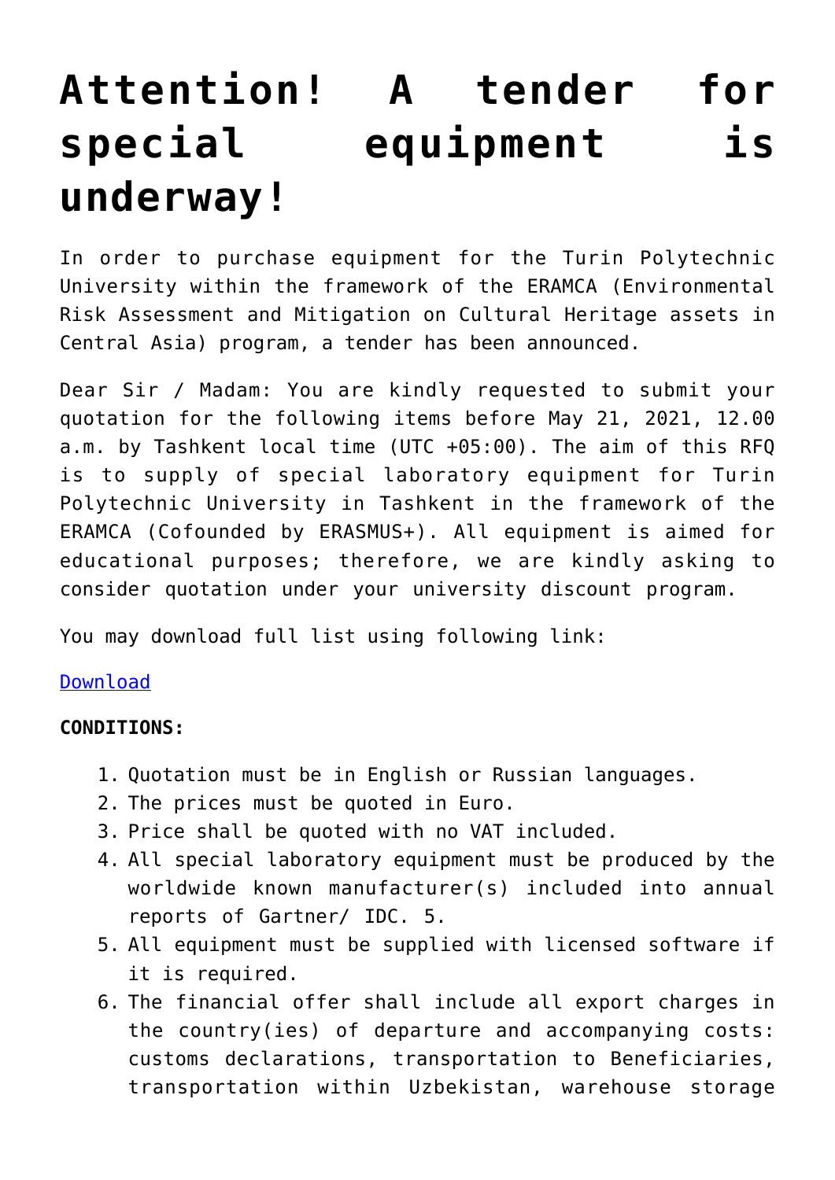# Attention! A tender for special equipment is underway!

In order to purchase equipment for the Turin Polytechnic University within the framework of the ERAMCA (Environmental Risk Assessment and Mitigation on Cultural Heritage assets in Central Asia) program, a tender has been announced.

Dear Sir / Madam: You are kindly requested to submit your quotation for the following items before May 21, 2021, 12.00 a.m. by Tashkent local time (UTC +05:00). The aim of this RFQ is to supply of special laboratory equipment for Turin Polytechnic University in Tashkent in the framework of the ERAMCA (Cofounded by ERASMUS+). All equipment is aimed for educational purposes; therefore, we are kindly asking to consider quotation under your university discount program.

You may download full list using following link:

Download

**CONDITIONS:**

1. Quotation must be in English or Russian languages.
2. The prices must be quoted in Euro.
3. Price shall be quoted with no VAT included.
4. All special laboratory equipment must be produced by the worldwide known manufacturer(s) included into annual reports of Gartner/ IDC. 5.
5. All equipment must be supplied with licensed software if it is required.
6. The financial offer shall include all export charges in the country(ies) of departure and accompanying costs: customs declarations, transportation to Beneficiaries, transportation within Uzbekistan, warehouse storage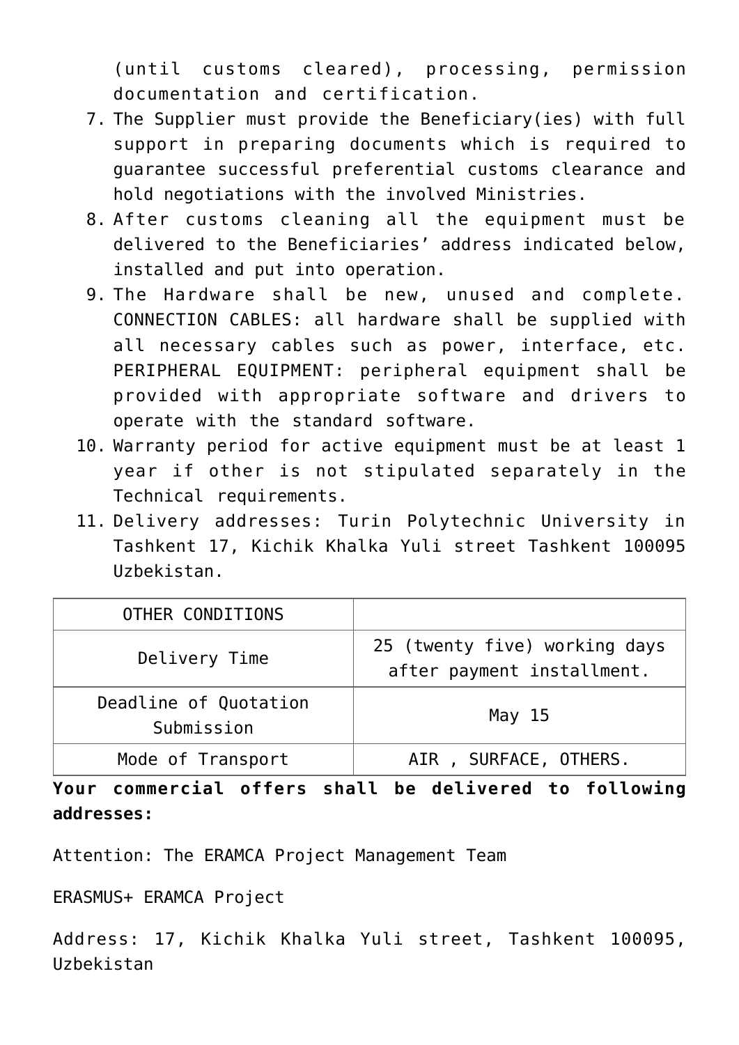(until customs cleared), processing, permission documentation and certification.

7. The Supplier must provide the Beneficiary(ies) with full support in preparing documents which is required to guarantee successful preferential customs clearance and hold negotiations with the involved Ministries.
8. After customs cleaning all the equipment must be delivered to the Beneficiaries' address indicated below, installed and put into operation.
9. The Hardware shall be new, unused and complete. CONNECTION CABLES: all hardware shall be supplied with all necessary cables such as power, interface, etc. PERIPHERAL EQUIPMENT: peripheral equipment shall be provided with appropriate software and drivers to operate with the standard software.
10. Warranty period for active equipment must be at least 1 year if other is not stipulated separately in the Technical requirements.
11. Delivery addresses: Turin Polytechnic University in Tashkent 17, Kichik Khalka Yuli street Tashkent 100095 Uzbekistan.

| OTHER CONDITIONS | |
|---|---|
| Delivery Time | 25 (twenty five) working days after payment installment. |
| Deadline of Quotation Submission | May 15 |
| Mode of Transport | AIR , SURFACE, OTHERS. |

**Your commercial offers shall be delivered to following addresses:**

Attention: The ERAMCA Project Management Team

ERASMUS+ ERAMCA Project

Address: 17, Kichik Khalka Yuli street, Tashkent 100095, Uzbekistan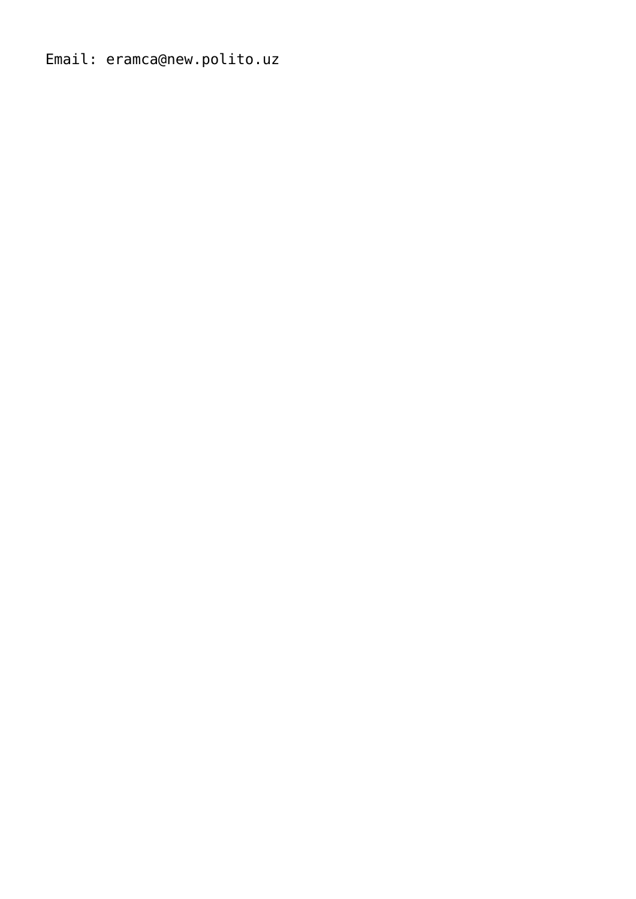Email: eramca@new.polito.uz